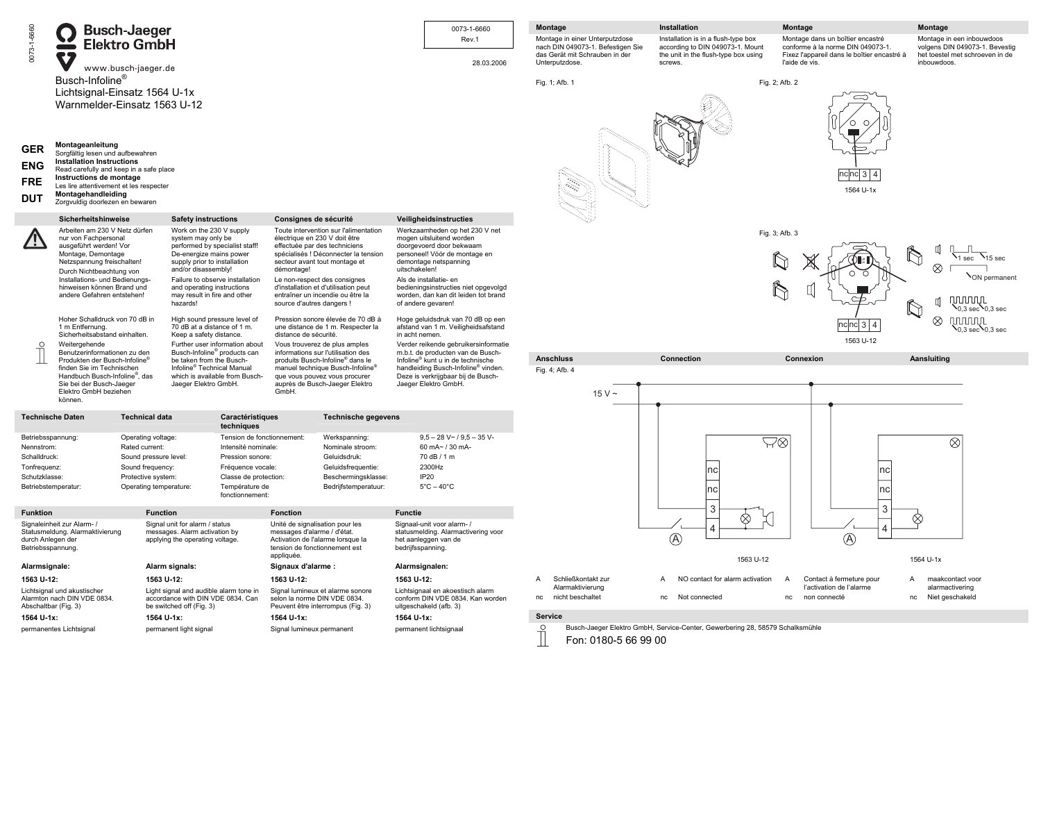0073-1-6660

**Busch-Jaeger Elektro GmbH**

www.busch-jaeger.de

0073-1-6660
Rev.1

28.03.2006

# Busch-Infoline®
## Lichtsignal-Einsatz 1564 U-1x
## Warnmelder-Einsatz 1563 U-12

**GER** **Montageanleitung**
Sorgfältig lesen und aufbewahren

**ENG** **Installation Instructions**
Read carefully and keep in a safe place

**FRE** **Instructions de montage**
Les lire attentivement et les respecter

**DUT** **Montagehandleiding**
Zorgvuldig doorlezen en bewaren

| Sicherheitshinweise | Safety instructions | Consignes de sécurité | Veiligheidsinstructies |
|---|---|---|---|
| Arbeiten am 230 V Netz dürfen nur von Fachpersonal ausgeführt werden! Vor Montage, Demontage Netzspannung freischalten! Durch Nichtbeachtung von Installations- und Bedienungshinweisen können Brand und andere Gefahren entstehen! | Work on the 230 V supply system may only be performed by specialist staff! De-energize mains power supply prior to installation and/or disassembly! Failure to observe installation and operating instructions may result in fire and other hazards! | Toute intervention sur l'alimentation électrique en 230 V doit être effectuée par des techniciens spécialisés ! Déconnecter la tension secteur avant tout montage et démontage! Le non-respect des consignes d'installation et d'utilisation peut entraîner un incendie ou être la source d'autres dangers ! | Werkzaamheden op het 230 V net mogen uitsluitend worden doorgevoerd door bekwaam personeel! Vóór de montage en demontage netspanning uitschakelen! Als de installatie- en bedieningsinstructies niet opgevolgd worden, dan kan dit leiden tot brand of andere gevaren! |
| Hoher Schalldruck von 70 dB in 1 m Entfernung. Sicherheitsabstand einhalten. | High sound pressure level of 70 dB at a distance of 1 m. Keep a safety distance. | Pression sonore élevée de 70 dB à une distance de 1 m. Respecter la distance de sécurité. | Hoge geluidsdruk van 70 dB op een afstand van 1 m. Veiligheidsafstand in acht nemen. |
| Weitergehende Benutzerinformationen zu den Produkten der Busch-Infoline® finden Sie im Technischen Handbuch Busch-Infoline®, das Sie bei der Busch-Jaeger Elektro GmbH beziehen können. | Further user information about Busch-Infoline® products can be taken from the Busch-Infoline® Technical Manual which is available from Busch-Jaeger Elektro GmbH. | Vous trouverez de plus amples informations sur l'utilisation des produits Busch-Infoline® dans le manuel technique Busch-Infoline® que vous pouvez vous procurer auprès de Busch-Jaeger Elektro GmbH. | Verder reikende gebruikersinformatie m.b.t. de producten van de Busch-Infoline® kunt u in de technische handleiding Busch-Infoline® vinden. Deze is verkrijgbaar bij de Busch-Jaeger Elektro GmbH. |

| Technische Daten | Technical data | Caractéristiques techniques | Technische gegevens | |
|---|---|---|---|---|
| Betriebsspannung: | Operating voltage: | Tension de fonctionnement: | Werkspanning: | 9,5 – 28 V~ / 9,5 – 35 V- |
| Nennstrom: | Rated current: | Intensité nominale: | Nominale stroom: | 60 mA~ / 30 mA- |
| Schalldruck: | Sound pressure level: | Pression sonore: | Geluidsdruk: | 70 dB / 1 m |
| Tonfrequenz: | Sound frequency: | Fréquence vocale: | Geluidsfrequentie: | 2300Hz |
| Schutzklasse: | Protective system: | Classe de protection: | Beschermingsklasse: | IP20 |
| Betriebstemperatur: | Operating temperature: | Température de fonctionnement: | Bedrijfstemperatuur: | 5°C – 40°C |

| Funktion | Function | Fonction | Functie |
|---|---|---|---|
| Signaleinheit zur Alarm- / Statusmeldung. Alarmaktivierung durch Anlegen der Betriebsspannung. | Signal unit for alarm / status messages. Alarm activation by applying the operating voltage. | Unité de signalisation pour les messages d'alarme / d'état. Activation de l'alarme lorsque la tension de fonctionnement est appliquée. | Signaal-unit voor alarm- / statusmelding. Alarmactivering voor het aanleggen van de bedrijfsspanning. |
| **Alarmsignale:** | **Alarm signals:** | **Signaux d'alarme :** | **Alarmsignalen:** |
| **1563 U-12:** | **1563 U-12:** | **1563 U-12:** | **1563 U-12:** |
| Lichtsignal und akustischer Alarmton nach DIN VDE 0834. Abschaltbar (Fig. 3) | Light signal and audible alarm tone in accordance with DIN VDE 0834. Can be switched off (Fig. 3) | Signal lumineux et alarme sonore selon la norme DIN VDE 0834. Peuvent être interrompus (Fig. 3) | Lichtsignaal en akoestisch alarm conform DIN VDE 0834. Kan worden uitgeschakeld (afb. 3) |
| **1564 U-1x:** | **1564 U-1x:** | **1564 U-1x:** | **1564 U-1x:** |
| permanentes Lichtsignal | permanent light signal | Signal lumineux permanent | permanent lichtsignaal |

| Montage | Installation | Montage | Montage |
|---|---|---|---|
| Montage in einer Unterputzdose nach DIN 049073-1. Befestigen Sie das Gerät mit Schrauben in der Unterputzdose. | Installation is in a flush-type box according to DIN 049073-1. Mount the unit in the flush-type box using screws. | Montage dans un boîtier encastré conforme à la norme DIN 049073-1. Fixez l'appareil dans le boîtier encastré à l'aide de vis. | Montage in een inbouwdoos volgens DIN 049073-1. Bevestig het toestel met schroeven in de inbouwdoos. |

Fig. 1; Afb. 1

Fig. 2; Afb. 2

nc nc 3 4

1564 U-1x

Fig. 3; Afb. 3

1 sec 15 sec

ON permanent

0,3 sec 0,3 sec

0,3 sec 0,3 sec

nc nc 3 4

1563 U-12

| Anschluss | Connection | Connexion | Aansluiting |
|---|---|---|---|

Fig. 4; Afb. 4

15 V ~

nc nc 3 4 — 1563 U-12

nc nc 3 4 — 1564 U-1x

| | | | | | | | |
|---|---|---|---|---|---|---|---|
| A | Schließkontakt zur Alarmaktivierung | A | NO contact for alarm activation | A | Contact à fermeture pour l'activation de l'alarme | A | maakcontact voor alarmactivering |
| nc | nicht beschaltet | nc | Not connected | nc | non connecté | nc | Niet geschakeld |

**Service**

Busch-Jaeger Elektro GmbH, Service-Center, Gewerbering 28, 58579 Schalksmühle

Fon: 0180-5 66 99 00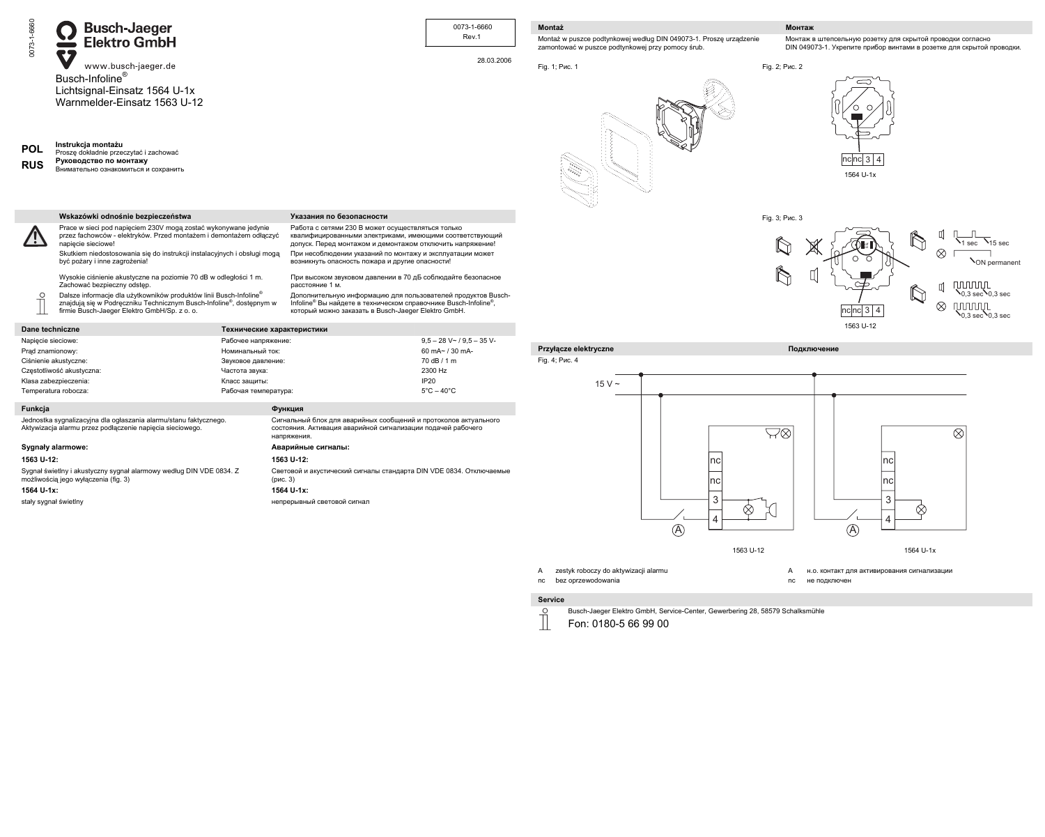Busch-Jaeger Elektro GmbH

www.busch-jaeger.de

0073-1-6660
Rev.1

28.03.2006

Busch-Infoline®
Lichtsignal-Einsatz 1564 U-1x
Warnmelder-Einsatz 1563 U-12

**POL** **Instrukcja montażu**
Proszę dokładnie przeczytać i zachować

**RUS** **Руководство по монтажу**
Внимательно ознакомиться и сохранить

## Wskazówki odnośnie bezpieczeństwa / Указания по безопасности

Prace w sieci pod napięciem 230V mogą zostać wykonywane jedynie przez fachowców - elektryków. Przed montażem i demontażem odłączyć napięcie sieciowe!

Skutkiem niedostosowania się do instrukcji instalacyjnych i obsługi mogą być pożary i inne zagrożenia!

Работа с сетями 230 В может осуществляться только квалифицированными электриками, имеющими соответствующий допуск. Перед монтажом и демонтажом отключить напряжение!

При несоблюдении указаний по монтажу и эксплуатации может возникнуть опасность пожара и другие опасности!

Wysokie ciśnienie akustyczne na poziomie 70 dB w odległości 1 m. Zachować bezpieczny odstęp.

При высоком звуковом давлении в 70 дБ соблюдайте безопасное расстояние 1 м.

Dalsze informacje dla użytkowników produktów linii Busch-Infoline® znajdują się w Podręczniku Technicznym Busch-Infoline®, dostępnym w firmie Busch-Jaeger Elektro GmbH/Sp. z o. o.

Дополнительную информацию для пользователей продуктов Busch-Infoline® Вы найдете в техническом справочнике Busch-Infoline®, который можно заказать в Busch-Jaeger Elektro GmbH.

## Dane techniczne / Технические характеристики

| | | |
|---|---|---|
| Napięcie sieciowe: | Рабочее напряжение: | 9,5 – 28 V~ / 9,5 – 35 V- |
| Prąd znamionowy: | Номинальный ток: | 60 mA~ / 30 mA- |
| Ciśnienie akustyczne: | Звуковое давление: | 70 dB / 1 m |
| Częstotliwość akustyczna: | Частота звука: | 2300 Hz |
| Klasa zabezpieczenia: | Класс защиты: | IP20 |
| Temperatura robocza: | Рабочая температура: | 5°C – 40°C |

## Funkcja / Функция

Jednostka sygnalizacyjna dla ogłaszania alarmu/stanu faktycznego. Aktywizacja alarmu przez podłączenie napięcia sieciowego.

Сигнальный блок для аварийных сообщений и протоколов актуального состояния. Активация аварийной сигнализации подачей рабочего напряжения.

**Sygnały alarmowe:**

**1563 U-12:**

Sygnał świetlny i akustyczny sygnał alarmowy według DIN VDE 0834. Z możliwością jego wyłączenia (fig. 3)

**1564 U-1x:**

stały sygnał świetlny

**Аварийные сигналы:**

**1563 U-12:**

Световой и акустический сигналы стандарта DIN VDE 0834. Отключаемые (рис. 3)

**1564 U-1x:**

непрерывный световой сигнал

## Montaż / Монтаж

Montaż w puszce podtynkowej według DIN 049073-1. Proszę urządzenie zamontować w puszce podtynkowej przy pomocy śrub.

Монтаж в штепсельную розетку для скрытой проводки согласно DIN 049073-1. Укрепите прибор винтами в розетке для скрытой проводки.

Fig. 1; Рис. 1

Fig. 2; Рис. 2

nc nc 3 4

1564 U-1x

Fig. 3; Рис. 3

1 sec 15 sec

ON permanent

0,3 sec 0,3 sec

0,3 sec 0,3 sec

nc nc 3 4

1563 U-12

## Przyłącze elektryczne / Подключение

Fig. 4; Рис. 4

15 V ~

nc nc 3 4

A

1563 U-12

1564 U-1x

A zestyk roboczy do aktywizacji alarmu
nc bez oprzewodowania

A н.о. контакт для активирования сигнализации
nc не подключен

## Service

Busch-Jaeger Elektro GmbH, Service-Center, Gewerbering 28, 58579 Schalksmühle

Fon: 0180-5 66 99 00